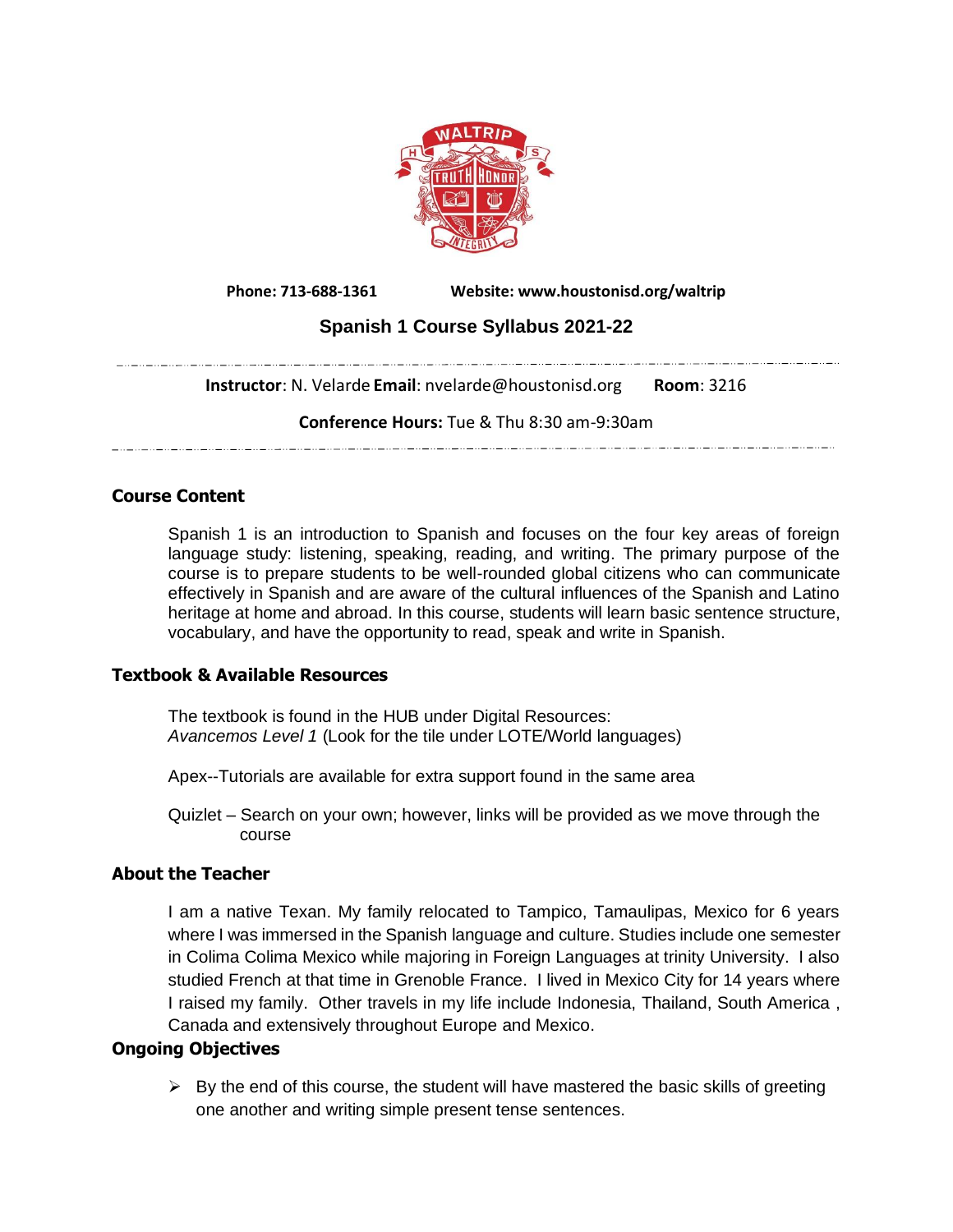**Phone: 713-688-1361** **Website: www.houstonisd.org/waltrip**

# Spanish 1 Course Syllabus 2021-22

**Instructor**: N. Velarde **Email**: nvelarde@houstonisd.org **Room**: 3216

**Conference Hours:** Tue & Thu 8:30 am-9:30am

## Course Content

Spanish 1 is an introduction to Spanish and focuses on the four key areas of foreign language study: listening, speaking, reading, and writing. The primary purpose of the course is to prepare students to be well-rounded global citizens who can communicate effectively in Spanish and are aware of the cultural influences of the Spanish and Latino heritage at home and abroad. In this course, students will learn basic sentence structure, vocabulary, and have the opportunity to read, speak and write in Spanish.

## Textbook & Available Resources

The textbook is found in the HUB under Digital Resources:
*Avancemos Level 1* (Look for the tile under LOTE/World languages)

Apex--Tutorials are available for extra support found in the same area

Quizlet – Search on your own; however, links will be provided as we move through the course

## About the Teacher

I am a native Texan. My family relocated to Tampico, Tamaulipas, Mexico for 6 years where I was immersed in the Spanish language and culture. Studies include one semester in Colima Colima Mexico while majoring in Foreign Languages at trinity University. I also studied French at that time in Grenoble France. I lived in Mexico City for 14 years where I raised my family. Other travels in my life include Indonesia, Thailand, South America , Canada and extensively throughout Europe and Mexico.

## Ongoing Objectives

- By the end of this course, the student will have mastered the basic skills of greeting one another and writing simple present tense sentences.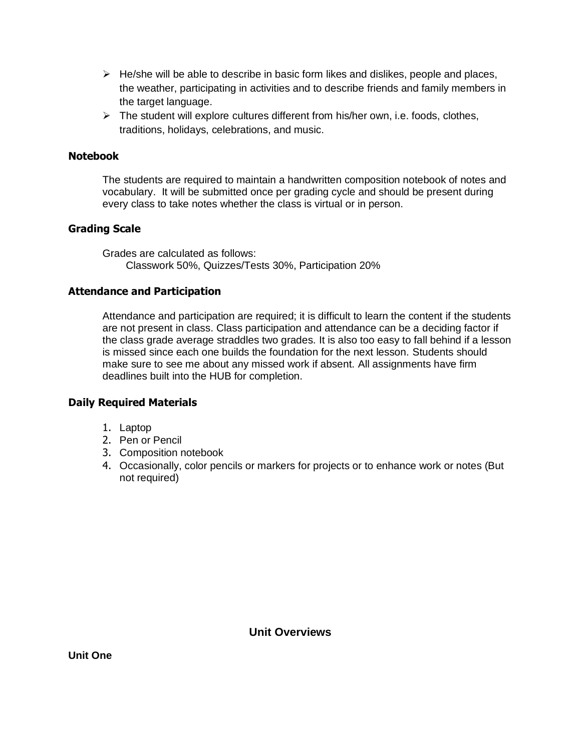- He/she will be able to describe in basic form likes and dislikes, people and places, the weather, participating in activities and to describe friends and family members in the target language.
- The student will explore cultures different from his/her own, i.e. foods, clothes, traditions, holidays, celebrations, and music.

### Notebook

The students are required to maintain a handwritten composition notebook of notes and vocabulary. It will be submitted once per grading cycle and should be present during every class to take notes whether the class is virtual or in person.

### Grading Scale

Grades are calculated as follows:
Classwork 50%, Quizzes/Tests 30%, Participation 20%

### Attendance and Participation

Attendance and participation are required; it is difficult to learn the content if the students are not present in class. Class participation and attendance can be a deciding factor if the class grade average straddles two grades. It is also too easy to fall behind if a lesson is missed since each one builds the foundation for the next lesson. Students should make sure to see me about any missed work if absent. All assignments have firm deadlines built into the HUB for completion.

### Daily Required Materials

1. Laptop
2. Pen or Pencil
3. Composition notebook
4. Occasionally, color pencils or markers for projects or to enhance work or notes (But not required)

## Unit Overviews

**Unit One**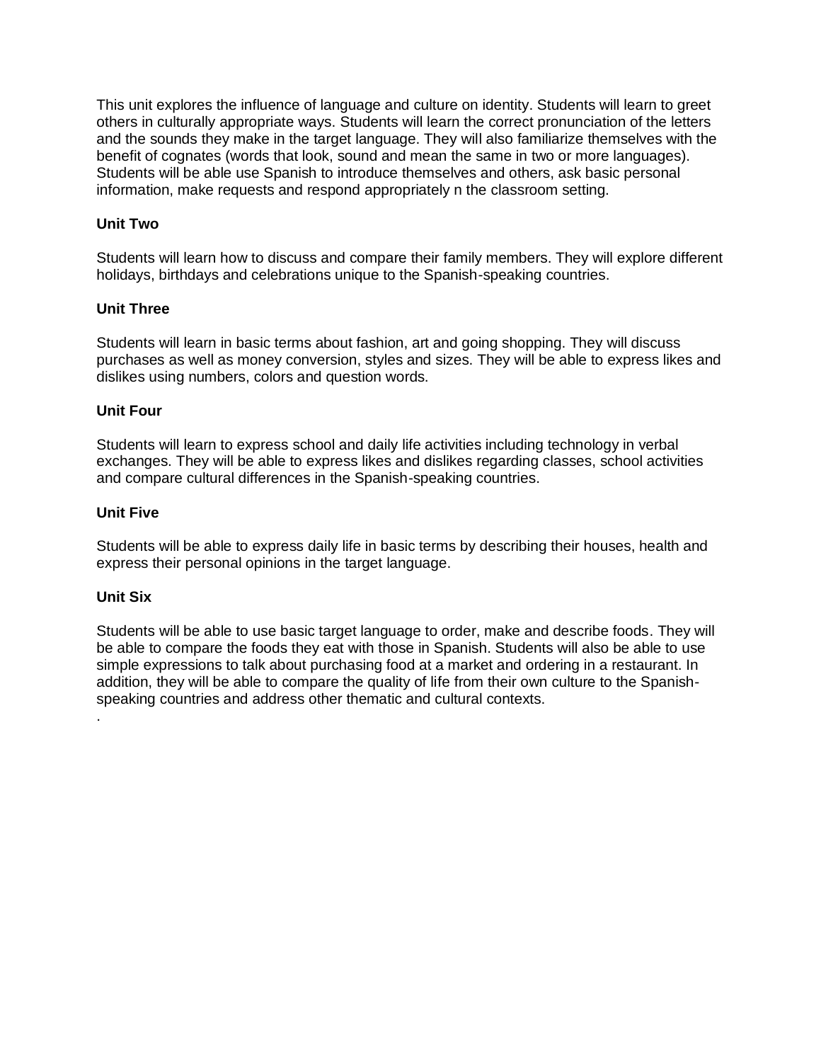This unit explores the influence of language and culture on identity. Students will learn to greet others in culturally appropriate ways. Students will learn the correct pronunciation of the letters and the sounds they make in the target language. They will also familiarize themselves with the benefit of cognates (words that look, sound and mean the same in two or more languages). Students will be able use Spanish to introduce themselves and others, ask basic personal information, make requests and respond appropriately n the classroom setting.

**Unit Two**

Students will learn how to discuss and compare their family members. They will explore different holidays, birthdays and celebrations unique to the Spanish-speaking countries.

**Unit Three**

Students will learn in basic terms about fashion, art and going shopping. They will discuss purchases as well as money conversion, styles and sizes. They will be able to express likes and dislikes using numbers, colors and question words.

**Unit Four**

Students will learn to express school and daily life activities including technology in verbal exchanges. They will be able to express likes and dislikes regarding classes, school activities and compare cultural differences in the Spanish-speaking countries.

**Unit Five**

Students will be able to express daily life in basic terms by describing their houses, health and express their personal opinions in the target language.

**Unit Six**

Students will be able to use basic target language to order, make and describe foods. They will be able to compare the foods they eat with those in Spanish. Students will also be able to use simple expressions to talk about purchasing food at a market and ordering in a restaurant. In addition, they will be able to compare the quality of life from their own culture to the Spanish-speaking countries and address other thematic and cultural contexts.
.